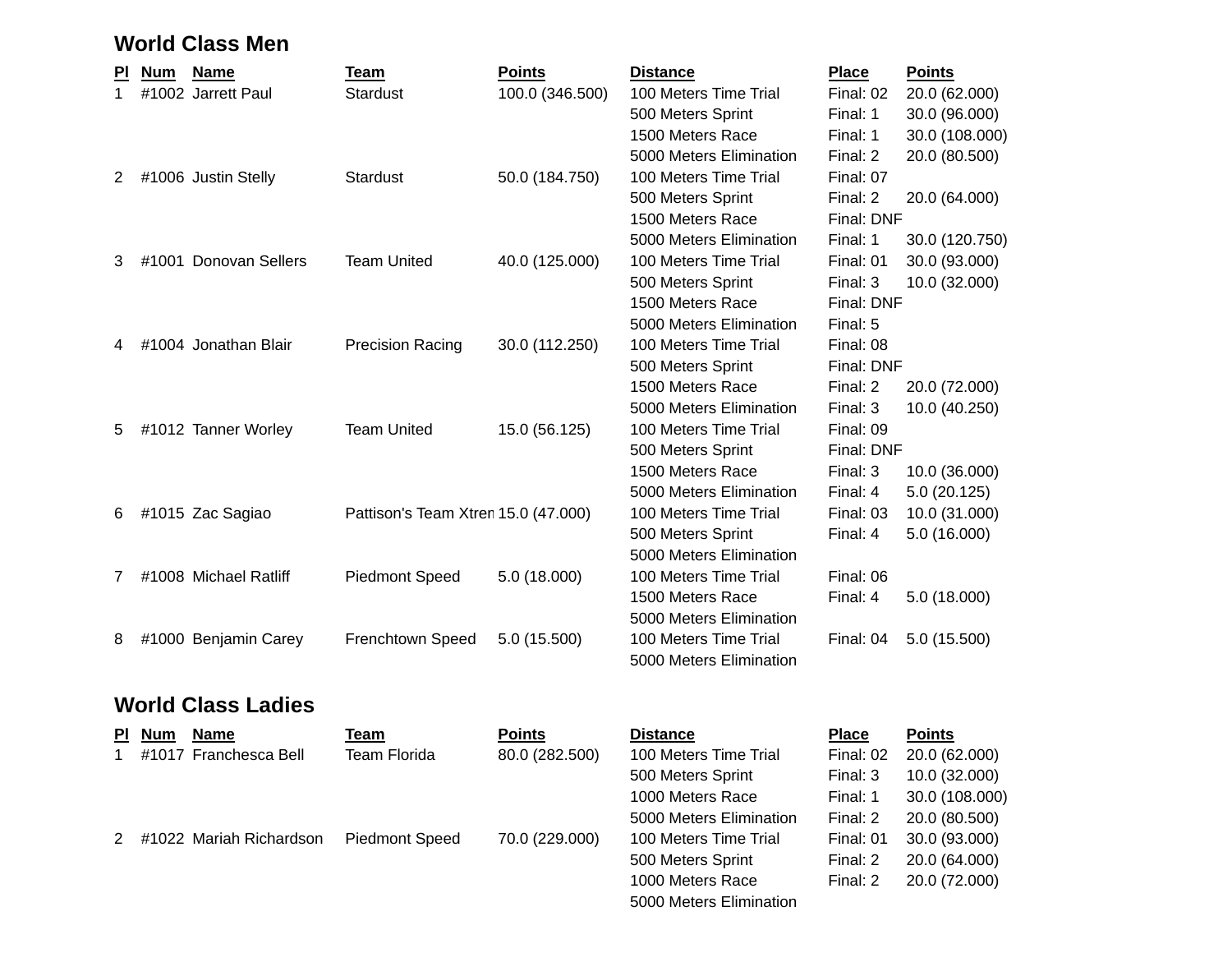## World Class Men

| Pl | Num | Name | Team | Points | Distance | Place | Points |
|---|---|---|---|---|---|---|---|
| 1 | #1002 | Jarrett Paul | Stardust | 100.0 (346.500) | 100 Meters Time Trial | Final: 02 | 20.0 (62.000) |
| | | | | | 500 Meters Sprint | Final: 1 | 30.0 (96.000) |
| | | | | | 1500 Meters Race | Final: 1 | 30.0 (108.000) |
| | | | | | 5000 Meters Elimination | Final: 2 | 20.0 (80.500) |
| 2 | #1006 | Justin Stelly | Stardust | 50.0 (184.750) | 100 Meters Time Trial | Final: 07 | |
| | | | | | 500 Meters Sprint | Final: 2 | 20.0 (64.000) |
| | | | | | 1500 Meters Race | Final: DNF | |
| | | | | | 5000 Meters Elimination | Final: 1 | 30.0 (120.750) |
| 3 | #1001 | Donovan Sellers | Team United | 40.0 (125.000) | 100 Meters Time Trial | Final: 01 | 30.0 (93.000) |
| | | | | | 500 Meters Sprint | Final: 3 | 10.0 (32.000) |
| | | | | | 1500 Meters Race | Final: DNF | |
| | | | | | 5000 Meters Elimination | Final: 5 | |
| 4 | #1004 | Jonathan Blair | Precision Racing | 30.0 (112.250) | 100 Meters Time Trial | Final: 08 | |
| | | | | | 500 Meters Sprint | Final: DNF | |
| | | | | | 1500 Meters Race | Final: 2 | 20.0 (72.000) |
| | | | | | 5000 Meters Elimination | Final: 3 | 10.0 (40.250) |
| 5 | #1012 | Tanner Worley | Team United | 15.0 (56.125) | 100 Meters Time Trial | Final: 09 | |
| | | | | | 500 Meters Sprint | Final: DNF | |
| | | | | | 1500 Meters Race | Final: 3 | 10.0 (36.000) |
| | | | | | 5000 Meters Elimination | Final: 4 | 5.0 (20.125) |
| 6 | #1015 | Zac Sagiao | Pattison's Team Xtren | 15.0 (47.000) | 100 Meters Time Trial | Final: 03 | 10.0 (31.000) |
| | | | | | 500 Meters Sprint | Final: 4 | 5.0 (16.000) |
| | | | | | 5000 Meters Elimination | | |
| 7 | #1008 | Michael Ratliff | Piedmont Speed | 5.0 (18.000) | 100 Meters Time Trial | Final: 06 | |
| | | | | | 1500 Meters Race | Final: 4 | 5.0 (18.000) |
| | | | | | 5000 Meters Elimination | | |
| 8 | #1000 | Benjamin Carey | Frenchtown Speed | 5.0 (15.500) | 100 Meters Time Trial | Final: 04 | 5.0 (15.500) |
| | | | | | 5000 Meters Elimination | | |

## World Class Ladies

| Pl | Num | Name | Team | Points | Distance | Place | Points |
|---|---|---|---|---|---|---|---|
| 1 | #1017 | Franchesca Bell | Team Florida | 80.0 (282.500) | 100 Meters Time Trial | Final: 02 | 20.0 (62.000) |
| | | | | | 500 Meters Sprint | Final: 3 | 10.0 (32.000) |
| | | | | | 1000 Meters Race | Final: 1 | 30.0 (108.000) |
| | | | | | 5000 Meters Elimination | Final: 2 | 20.0 (80.500) |
| 2 | #1022 | Mariah Richardson | Piedmont Speed | 70.0 (229.000) | 100 Meters Time Trial | Final: 01 | 30.0 (93.000) |
| | | | | | 500 Meters Sprint | Final: 2 | 20.0 (64.000) |
| | | | | | 1000 Meters Race | Final: 2 | 20.0 (72.000) |
| | | | | | 5000 Meters Elimination | | |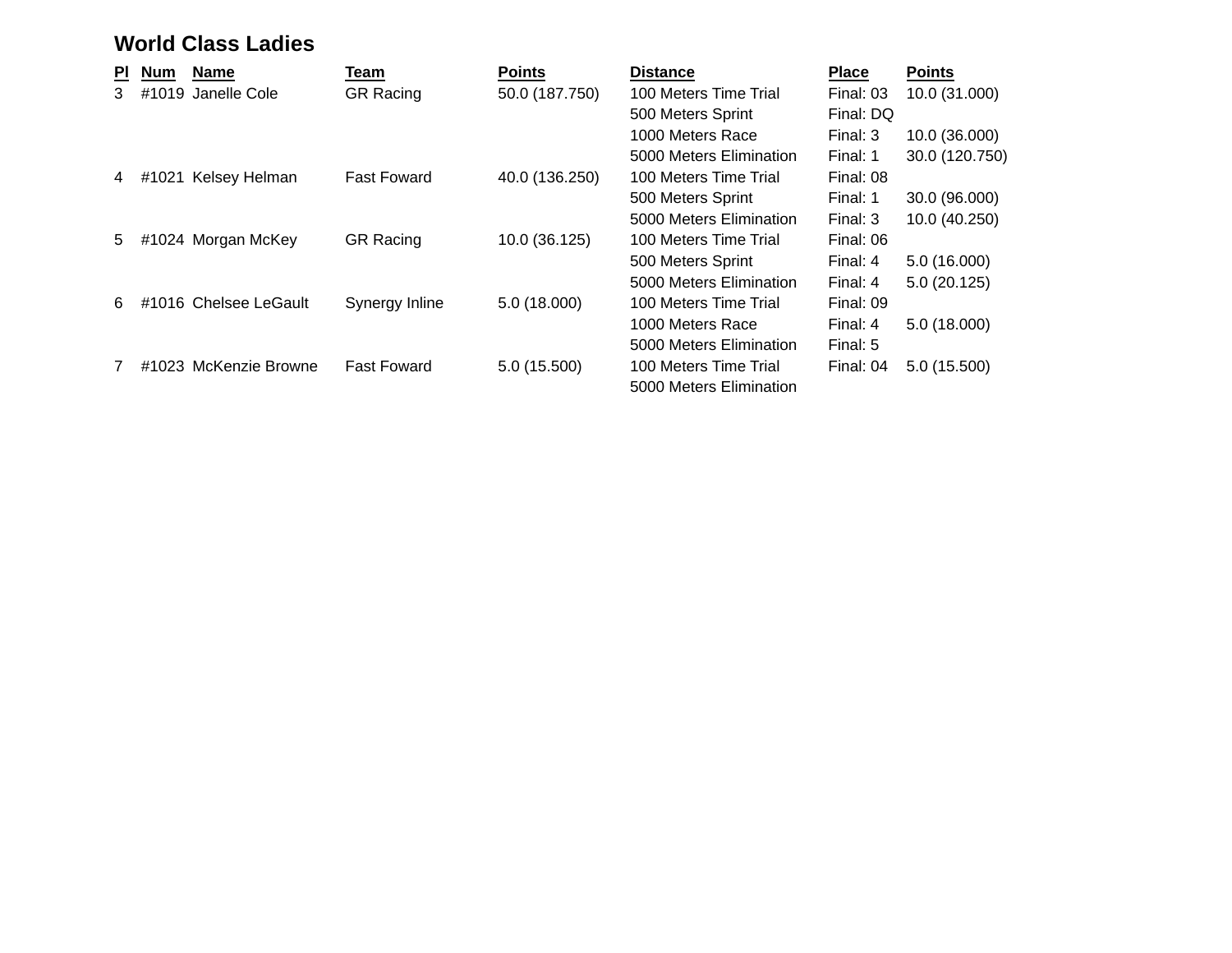## World Class Ladies

| Pl | Num | Name | Team | Points | Distance | Place | Points |
|---|---|---|---|---|---|---|---|
| 3 | #1019 | Janelle Cole | GR Racing | 50.0 (187.750) | 100 Meters Time Trial | Final: 03 | 10.0 (31.000) |
| | | | | | 500 Meters Sprint | Final: DQ | |
| | | | | | 1000 Meters Race | Final: 3 | 10.0 (36.000) |
| | | | | | 5000 Meters Elimination | Final: 1 | 30.0 (120.750) |
| 4 | #1021 | Kelsey Helman | Fast Foward | 40.0 (136.250) | 100 Meters Time Trial | Final: 08 | |
| | | | | | 500 Meters Sprint | Final: 1 | 30.0 (96.000) |
| | | | | | 5000 Meters Elimination | Final: 3 | 10.0 (40.250) |
| 5 | #1024 | Morgan McKey | GR Racing | 10.0 (36.125) | 100 Meters Time Trial | Final: 06 | |
| | | | | | 500 Meters Sprint | Final: 4 | 5.0 (16.000) |
| | | | | | 5000 Meters Elimination | Final: 4 | 5.0 (20.125) |
| 6 | #1016 | Chelsee LeGault | Synergy Inline | 5.0 (18.000) | 100 Meters Time Trial | Final: 09 | |
| | | | | | 1000 Meters Race | Final: 4 | 5.0 (18.000) |
| | | | | | 5000 Meters Elimination | Final: 5 | |
| 7 | #1023 | McKenzie Browne | Fast Foward | 5.0 (15.500) | 100 Meters Time Trial | Final: 04 | 5.0 (15.500) |
| | | | | | 5000 Meters Elimination | | |